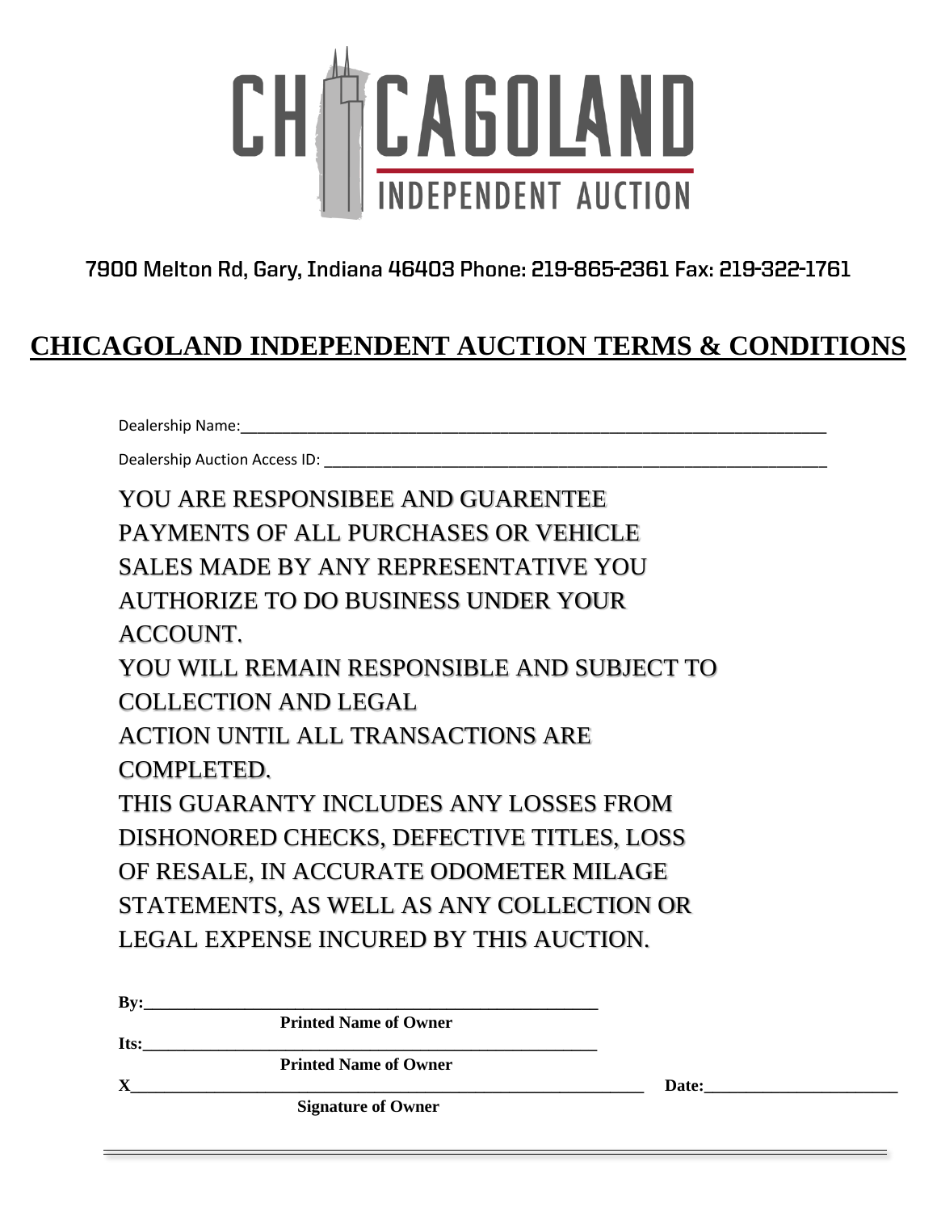CHICAGOLAND
INDEPENDENT AUCTION

7900 Melton Rd, Gary, Indiana 46403 Phone: 219-865-2361 Fax: 219-322-1761

# CHICAGOLAND INDEPENDENT AUCTION TERMS & CONDITIONS

Dealership Name:_______________________________________________________________________

Dealership Auction Access ID: _________________________________________________________

YOU ARE RESPONSIBEE AND GUARENTEE PAYMENTS OF ALL PURCHASES OR VEHICLE SALES MADE BY ANY REPRESENTATIVE YOU AUTHORIZE TO DO BUSINESS UNDER YOUR ACCOUNT.

YOU WILL REMAIN RESPONSIBLE AND SUBJECT TO COLLECTION AND LEGAL ACTION UNTIL ALL TRANSACTIONS ARE COMPLETED.

THIS GUARANTY INCLUDES ANY LOSSES FROM DISHONORED CHECKS, DEFECTIVE TITLES, LOSS OF RESALE, IN ACCURATE ODOMETER MILAGE STATEMENTS, AS WELL AS ANY COLLECTION OR LEGAL EXPENSE INCURED BY THIS AUCTION.

**By:**_______________________________________________

**Printed Name of Owner**

**Its:**_______________________________________________

**Printed Name of Owner**

**X**__________________________________________________ **Date:**______________________

**Signature of Owner**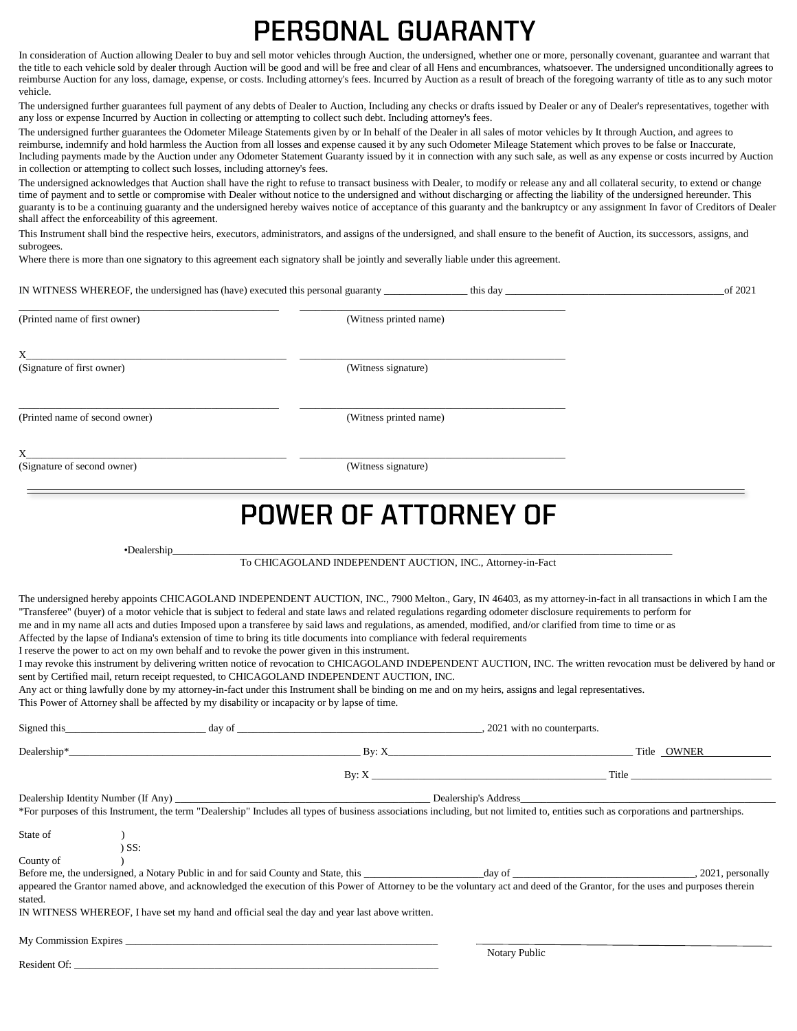# PERSONAL GUARANTY

In consideration of Auction allowing Dealer to buy and sell motor vehicles through Auction, the undersigned, whether one or more, personally covenant, guarantee and warrant that the title to each vehicle sold by dealer through Auction will be good and will be free and clear of all Hens and encumbrances, whatsoever. The undersigned unconditionally agrees to reimburse Auction for any loss, damage, expense, or costs. Including attorney's fees. Incurred by Auction as a result of breach of the foregoing warranty of title as to any such motor vehicle.

The undersigned further guarantees full payment of any debts of Dealer to Auction, Including any checks or drafts issued by Dealer or any of Dealer's representatives, together with any loss or expense Incurred by Auction in collecting or attempting to collect such debt. Including attorney's fees.

The undersigned further guarantees the Odometer Mileage Statements given by or In behalf of the Dealer in all sales of motor vehicles by It through Auction, and agrees to reimburse, indemnify and hold harmless the Auction from all losses and expense caused it by any such Odometer Mileage Statement which proves to be false or Inaccurate, Including payments made by the Auction under any Odometer Statement Guaranty issued by it in connection with any such sale, as well as any expense or costs incurred by Auction in collection or attempting to collect such losses, including attorney's fees.

The undersigned acknowledges that Auction shall have the right to refuse to transact business with Dealer, to modify or release any and all collateral security, to extend or change time of payment and to settle or compromise with Dealer without notice to the undersigned and without discharging or affecting the liability of the undersigned hereunder. This guaranty is to be a continuing guaranty and the undersigned hereby waives notice of acceptance of this guaranty and the bankruptcy or any assignment In favor of Creditors of Dealer shall affect the enforceability of this agreement.

This Instrument shall bind the respective heirs, executors, administrators, and assigns of the undersigned, and shall ensure to the benefit of Auction, its successors, assigns, and subrogees.

Where there is more than one signatory to this agreement each signatory shall be jointly and severally liable under this agreement.

IN WITNESS WHEREOF, the undersigned has (have) executed this personal guaranty ________________ this day ______________________________________of 2021

_______________________________________ _______________________________________
(Printed name of first owner) (Witness printed name)

X______________________________________ _______________________________________
(Signature of first owner) (Witness signature)

_______________________________________ _______________________________________
(Printed name of second owner) (Witness printed name)

X______________________________________ _______________________________________
(Signature of second owner) (Witness signature)

---

# POWER OF ATTORNEY OF

•Dealership________________________________________________________________________________

To CHICAGOLAND INDEPENDENT AUCTION, INC., Attorney-in-Fact

The undersigned hereby appoints CHICAGOLAND INDEPENDENT AUCTION, INC., 7900 Melton., Gary, IN 46403, as my attorney-in-fact in all transactions in which I am the "Transferee" (buyer) of a motor vehicle that is subject to federal and state laws and related regulations regarding odometer disclosure requirements to perform for me and in my name all acts and duties Imposed upon a transferee by said laws and regulations, as amended, modified, and/or clarified from time to time or as Affected by the lapse of Indiana's extension of time to bring its title documents into compliance with federal requirements

I reserve the power to act on my own behalf and to revoke the power given in this instrument.

I may revoke this instrument by delivering written notice of revocation to CHICAGOLAND INDEPENDENT AUCTION, INC. The written revocation must be delivered by hand or sent by Certified mail, return receipt requested, to CHICAGOLAND INDEPENDENT AUCTION, INC.

Any act or thing lawfully done by my attorney-in-fact under this Instrument shall be binding on me and on my heirs, assigns and legal representatives.

This Power of Attorney shall be affected by my disability or incapacity or by lapse of time.

Signed this__________________________ day of ____________________________________________, 2021 with no counterparts.

Dealership*_______________________________________________________ By: X______________________________________________ Title _OWNER_____________

By: X _____________________________________________ Title ___________________________

Dealership Identity Number (If Any) ______________________________________________ Dealership's Address_____________________________________________

*For purposes of this Instrument, the term "Dealership" Includes all types of business associations including, but not limited to, entities such as corporations and partnerships.

State of )
) SS:
County of )

Before me, the undersigned, a Notary Public in and for said County and State, this ______________________day of __________________________________, 2021, personally appeared the Grantor named above, and acknowledged the execution of this Power of Attorney to be the voluntary act and deed of the Grantor, for the uses and purposes therein stated.

IN WITNESS WHEREOF, I have set my hand and official seal the day and year last above written.

My Commission Expires ___________________________________________________________ ______________________________________________
Notary Public

Resident Of: ___________________________________________________________________